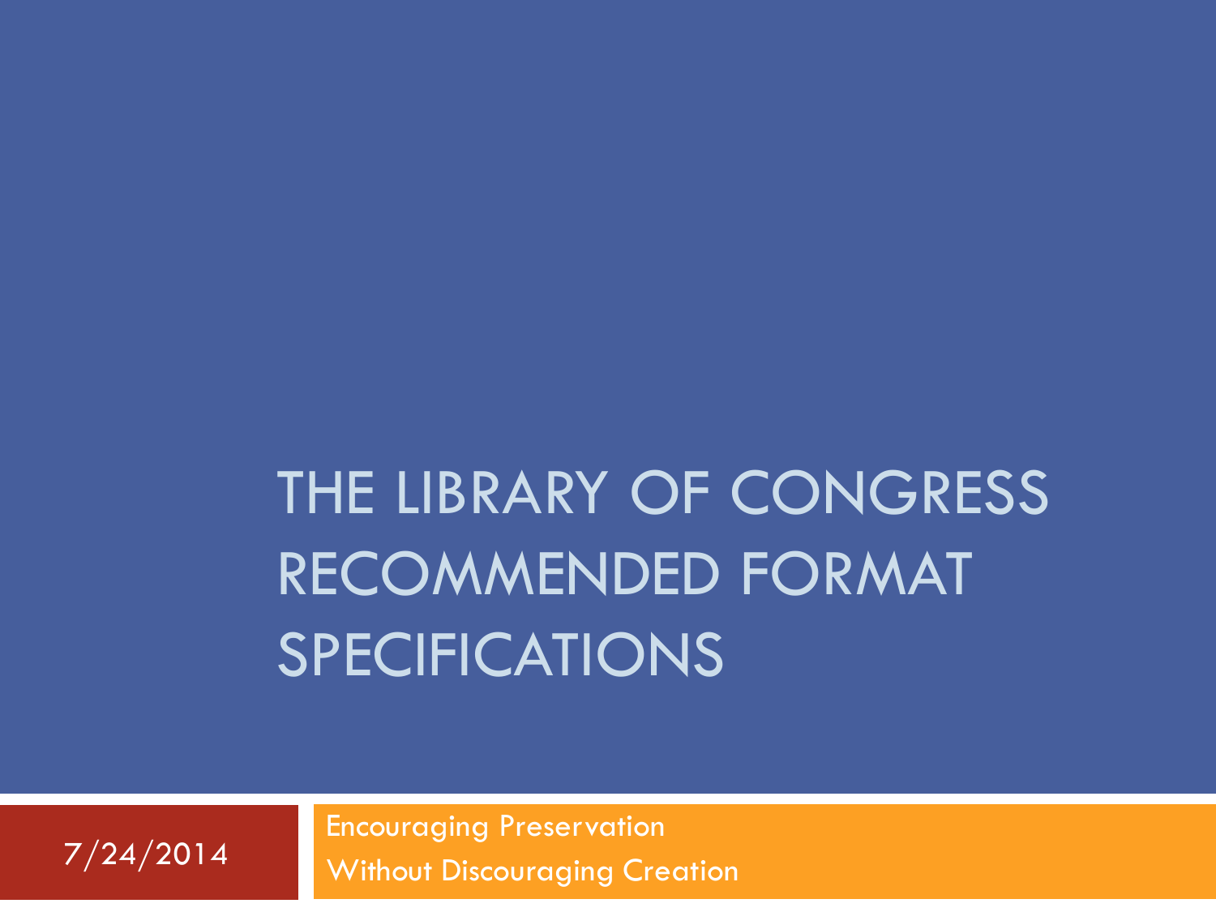# THE LIBRARY OF CONGRESS RECOMMENDED FORMAT SPECIFICATIONS

7/24/2014

Encouraging Preservation
Without Discouraging Creation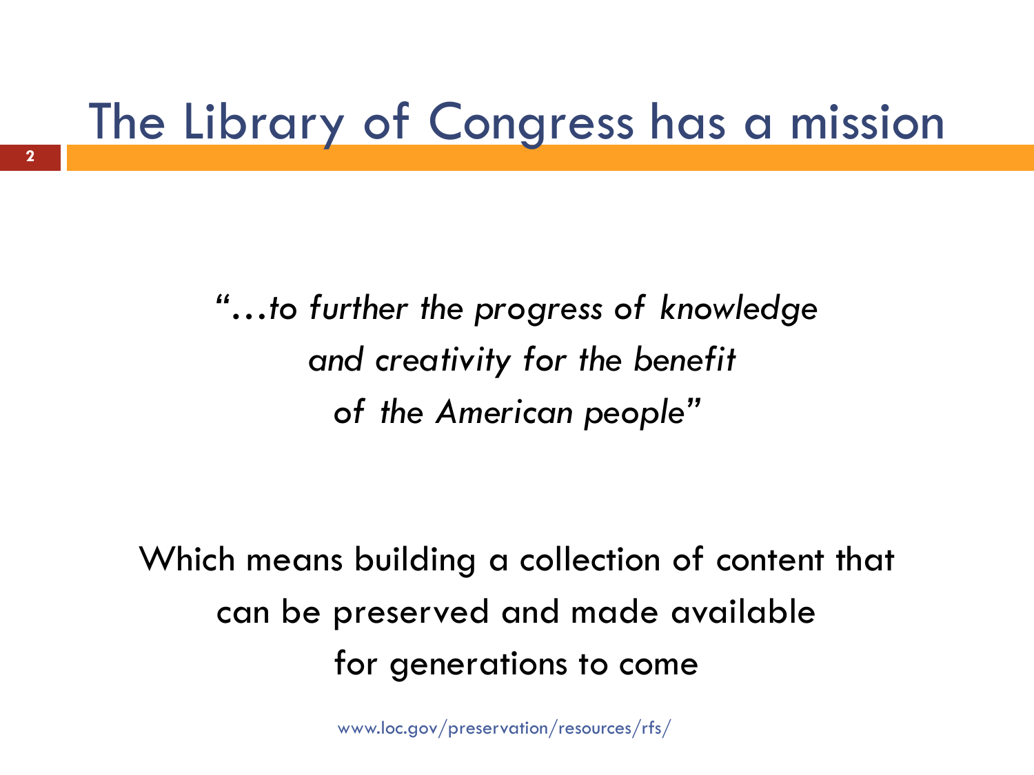# The Library of Congress has a mission

*"…to further the progress of knowledge and creativity for the benefit of the American people"*

Which means building a collection of content that can be preserved and made available for generations to come

www.loc.gov/preservation/resources/rfs/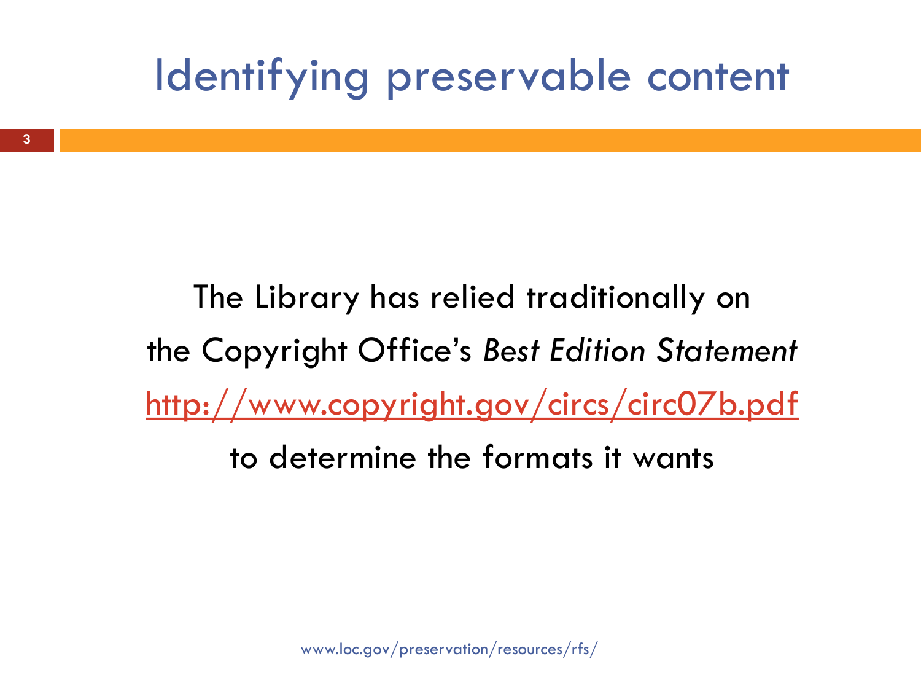# Identifying preservable content

The Library has relied traditionally on the Copyright Office's *Best Edition Statement* http://www.copyright.gov/circs/circ07b.pdf to determine the formats it wants

www.loc.gov/preservation/resources/rfs/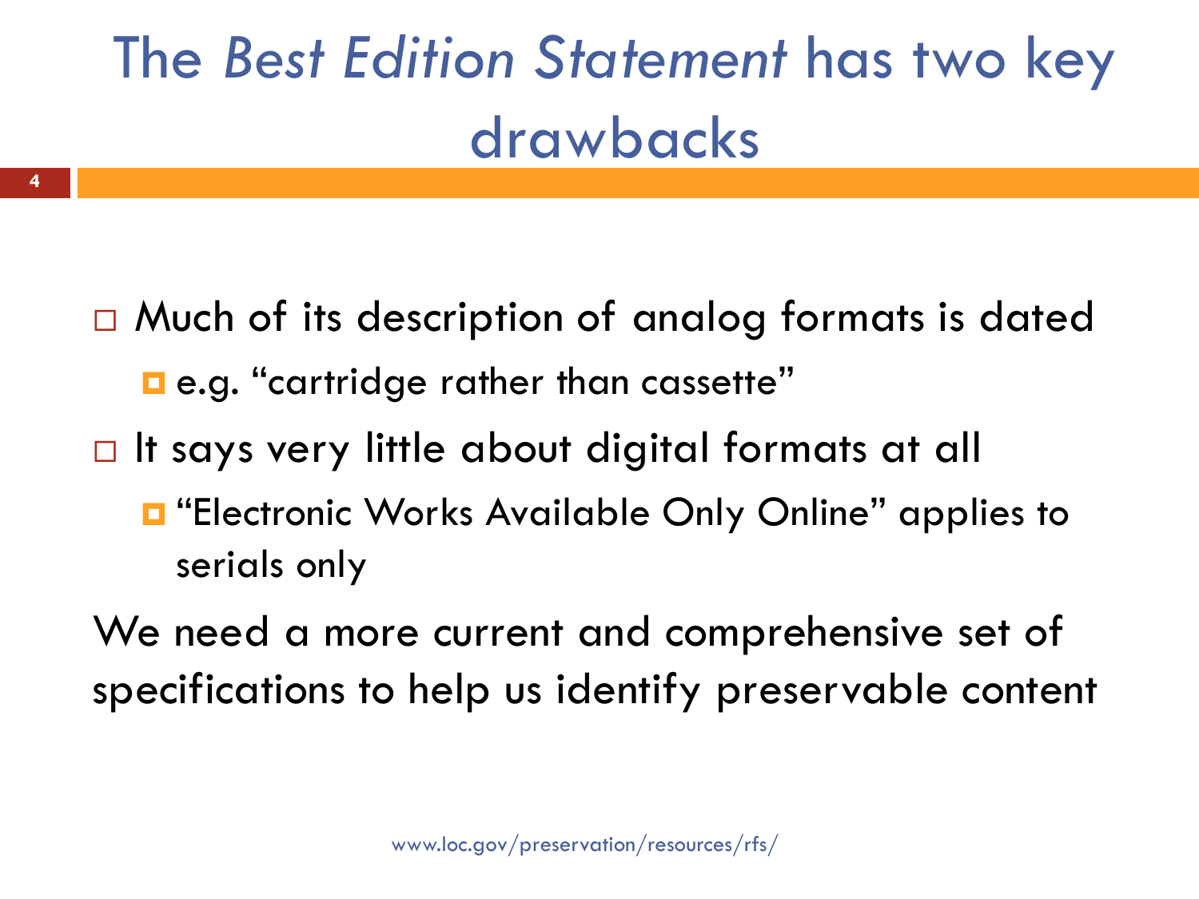# The *Best Edition Statement* has two key drawbacks

- Much of its description of analog formats is dated
  - e.g. “cartridge rather than cassette”
- It says very little about digital formats at all
  - “Electronic Works Available Only Online” applies to serials only

We need a more current and comprehensive set of specifications to help us identify preservable content

www.loc.gov/preservation/resources/rfs/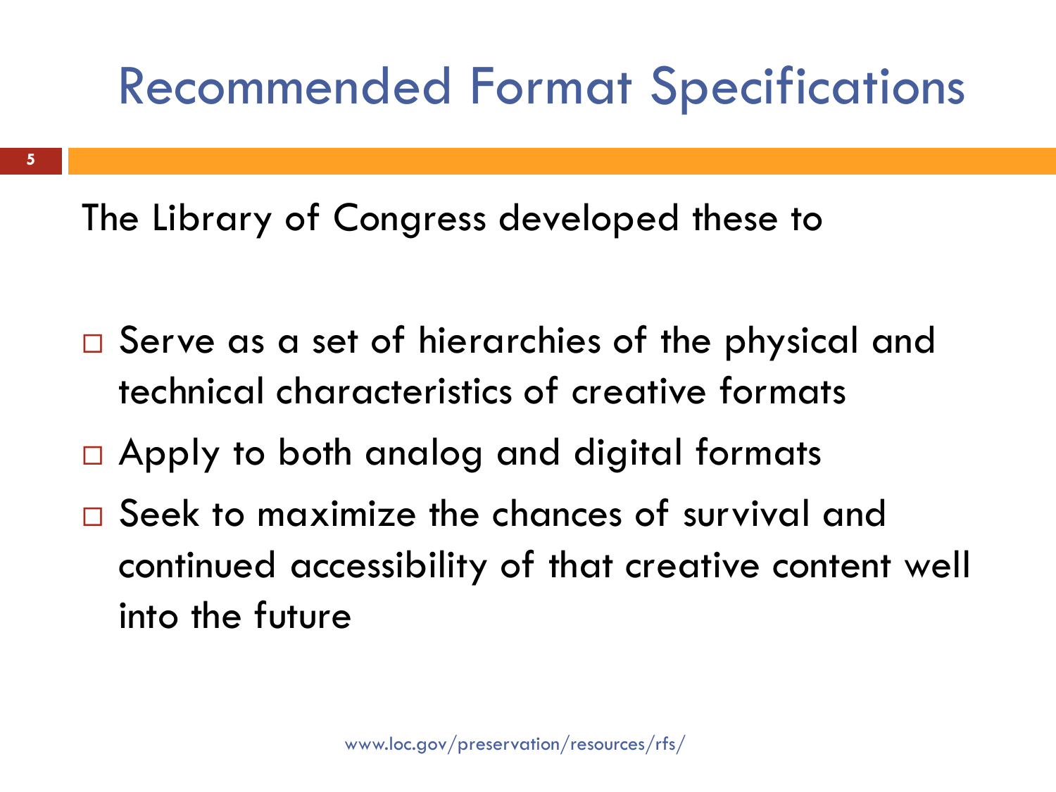# Recommended Format Specifications

The Library of Congress developed these to

- Serve as a set of hierarchies of the physical and technical characteristics of creative formats
- Apply to both analog and digital formats
- Seek to maximize the chances of survival and continued accessibility of that creative content well into the future

www.loc.gov/preservation/resources/rfs/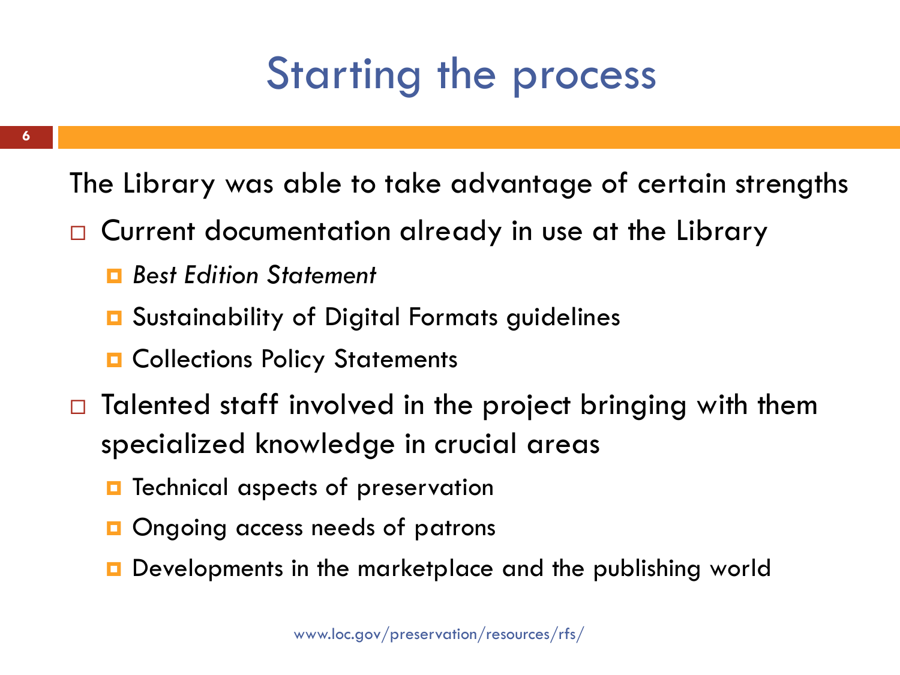# Starting the process

The Library was able to take advantage of certain strengths

- Current documentation already in use at the Library
  - *Best Edition Statement*
  - Sustainability of Digital Formats guidelines
  - Collections Policy Statements
- Talented staff involved in the project bringing with them specialized knowledge in crucial areas
  - Technical aspects of preservation
  - Ongoing access needs of patrons
  - Developments in the marketplace and the publishing world

www.loc.gov/preservation/resources/rfs/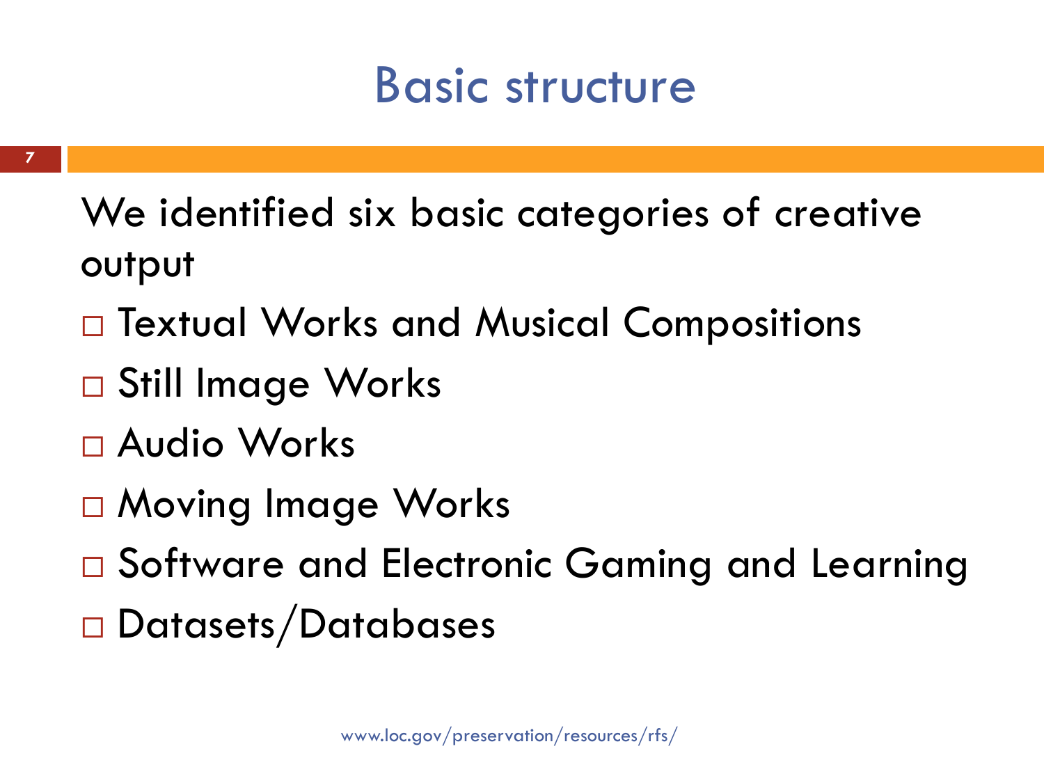# Basic structure

We identified six basic categories of creative output

- Textual Works and Musical Compositions
- Still Image Works
- Audio Works
- Moving Image Works
- Software and Electronic Gaming and Learning
- Datasets/Databases

www.loc.gov/preservation/resources/rfs/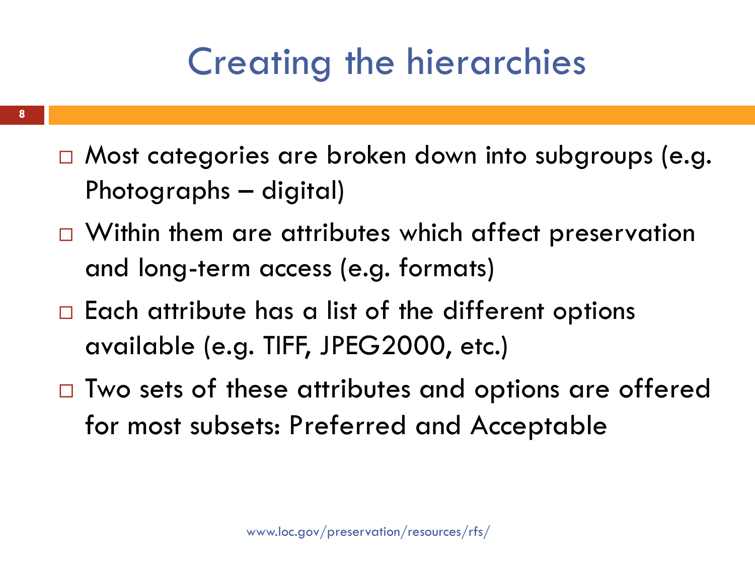# Creating the hierarchies

- Most categories are broken down into subgroups (e.g. Photographs – digital)
- Within them are attributes which affect preservation and long-term access (e.g. formats)
- Each attribute has a list of the different options available (e.g. TIFF, JPEG2000, etc.)
- Two sets of these attributes and options are offered for most subsets: Preferred and Acceptable

www.loc.gov/preservation/resources/rfs/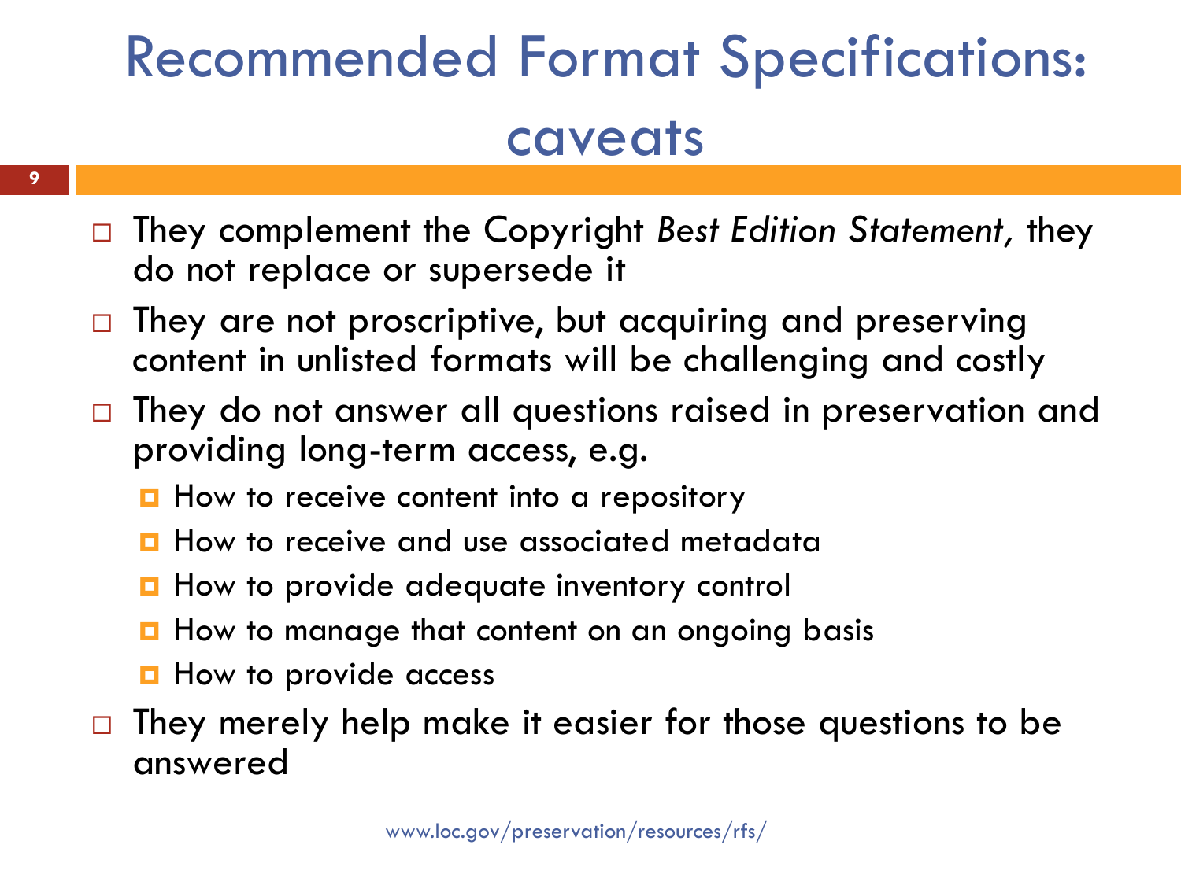# Recommended Format Specifications: caveats

- They complement the Copyright *Best Edition Statement,* they do not replace or supersede it
- They are not proscriptive, but acquiring and preserving content in unlisted formats will be challenging and costly
- They do not answer all questions raised in preservation and providing long-term access, e.g.
  - How to receive content into a repository
  - How to receive and use associated metadata
  - How to provide adequate inventory control
  - How to manage that content on an ongoing basis
  - How to provide access
- They merely help make it easier for those questions to be answered

www.loc.gov/preservation/resources/rfs/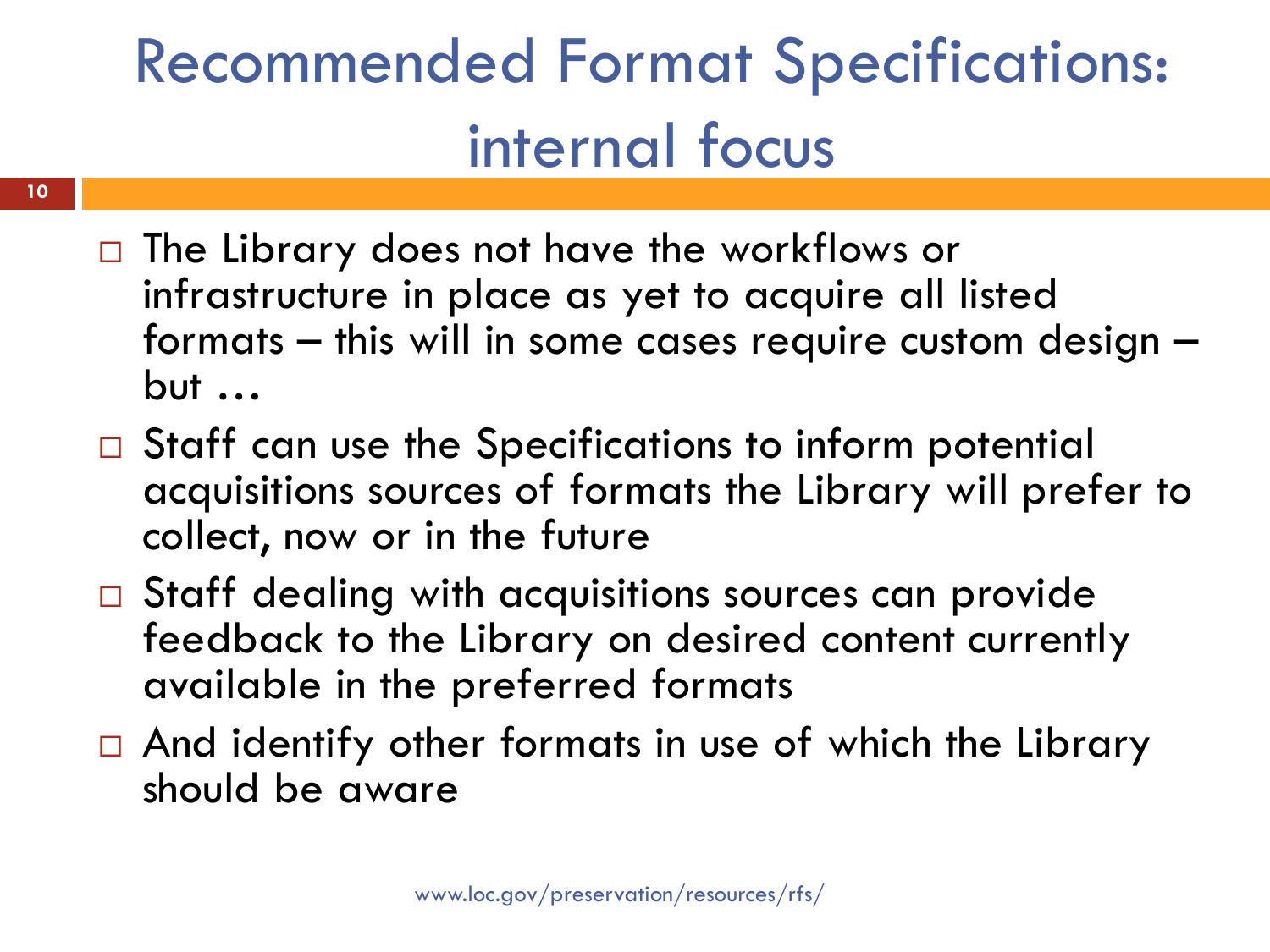# Recommended Format Specifications: internal focus

- The Library does not have the workflows or infrastructure in place as yet to acquire all listed formats – this will in some cases require custom design – but …
- Staff can use the Specifications to inform potential acquisitions sources of formats the Library will prefer to collect, now or in the future
- Staff dealing with acquisitions sources can provide feedback to the Library on desired content currently available in the preferred formats
- And identify other formats in use of which the Library should be aware

www.loc.gov/preservation/resources/rfs/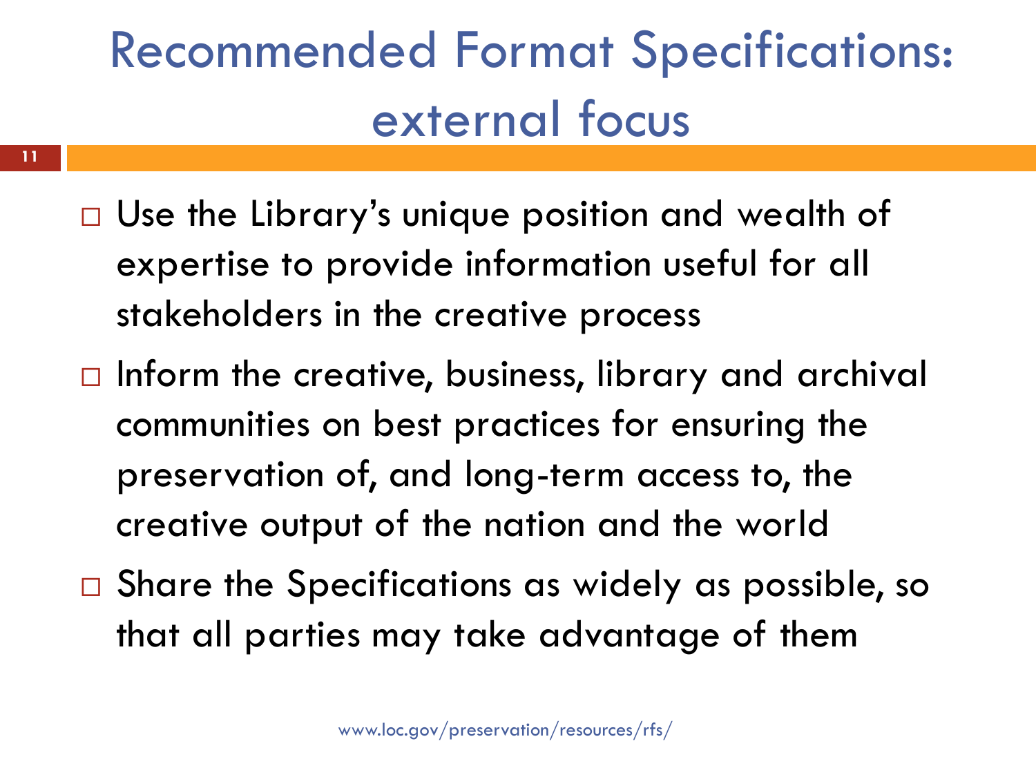# Recommended Format Specifications: external focus

- Use the Library's unique position and wealth of expertise to provide information useful for all stakeholders in the creative process
- Inform the creative, business, library and archival communities on best practices for ensuring the preservation of, and long-term access to, the creative output of the nation and the world
- Share the Specifications as widely as possible, so that all parties may take advantage of them

www.loc.gov/preservation/resources/rfs/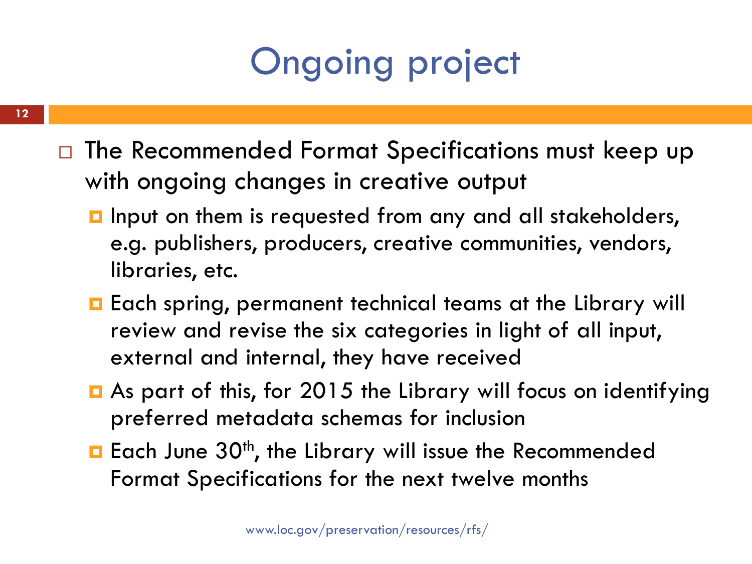# Ongoing project

- The Recommended Format Specifications must keep up with ongoing changes in creative output
  - Input on them is requested from any and all stakeholders, e.g. publishers, producers, creative communities, vendors, libraries, etc.
  - Each spring, permanent technical teams at the Library will review and revise the six categories in light of all input, external and internal, they have received
  - As part of this, for 2015 the Library will focus on identifying preferred metadata schemas for inclusion
  - Each June 30th, the Library will issue the Recommended Format Specifications for the next twelve months

www.loc.gov/preservation/resources/rfs/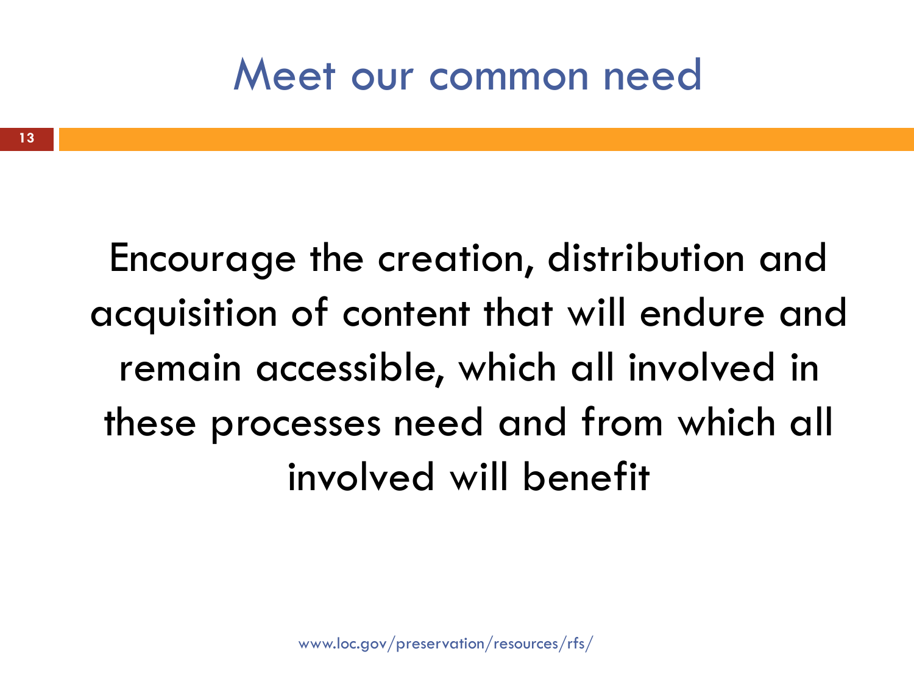# Meet our common need

Encourage the creation, distribution and acquisition of content that will endure and remain accessible, which all involved in these processes need and from which all involved will benefit

www.loc.gov/preservation/resources/rfs/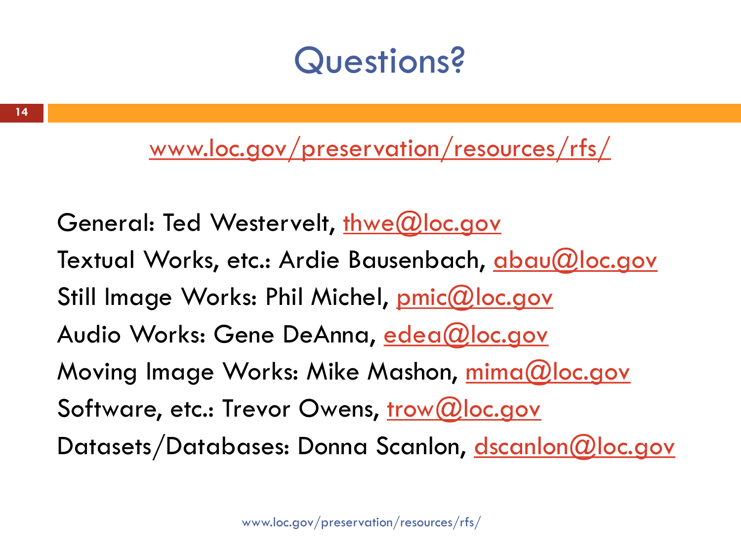# Questions?

www.loc.gov/preservation/resources/rfs/

General: Ted Westervelt, thwe@loc.gov

Textual Works, etc.: Ardie Bausenbach, abau@loc.gov

Still Image Works: Phil Michel, pmic@loc.gov

Audio Works: Gene DeAnna, edea@loc.gov

Moving Image Works: Mike Mashon, mima@loc.gov

Software, etc.: Trevor Owens, trow@loc.gov

Datasets/Databases: Donna Scanlon, dscanlon@loc.gov